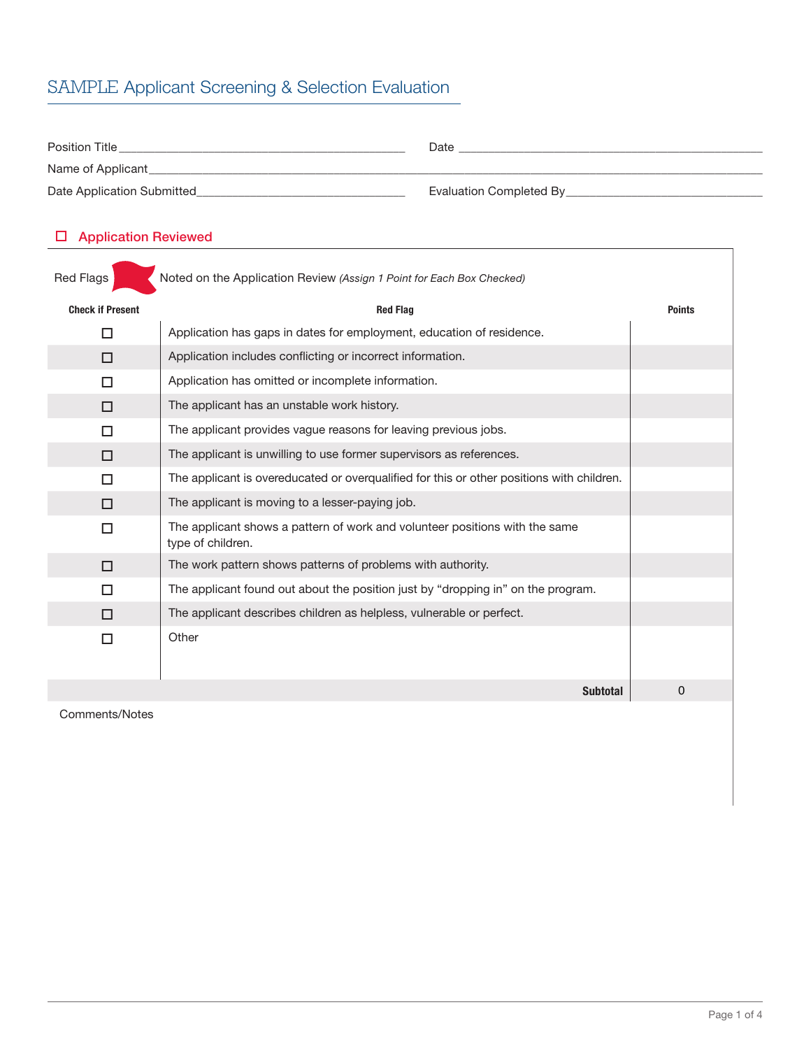# SAMPLE Applicant Screening & Selection Evaluation

Position Title ____________________ Date ____________________

Name of Applicant ____________________

Date Application Submitted ____________________ Evaluation Completed By ____________________

## ☐ Application Reviewed

Red Flags Noted on the Application Review *(Assign 1 Point for Each Box Checked)*

| Check if Present | Red Flag | Points |
|---|---|---|
| ☐ | Application has gaps in dates for employment, education of residence. | |
| ☐ | Application includes conflicting or incorrect information. | |
| ☐ | Application has omitted or incomplete information. | |
| ☐ | The applicant has an unstable work history. | |
| ☐ | The applicant provides vague reasons for leaving previous jobs. | |
| ☐ | The applicant is unwilling to use former supervisors as references. | |
| ☐ | The applicant is overeducated or overqualified for this or other positions with children. | |
| ☐ | The applicant is moving to a lesser-paying job. | |
| ☐ | The applicant shows a pattern of work and volunteer positions with the same type of children. | |
| ☐ | The work pattern shows patterns of problems with authority. | |
| ☐ | The applicant found out about the position just by "dropping in" on the program. | |
| ☐ | The applicant describes children as helpless, vulnerable or perfect. | |
| ☐ | Other | |
| | **Subtotal** | 0 |

Comments/Notes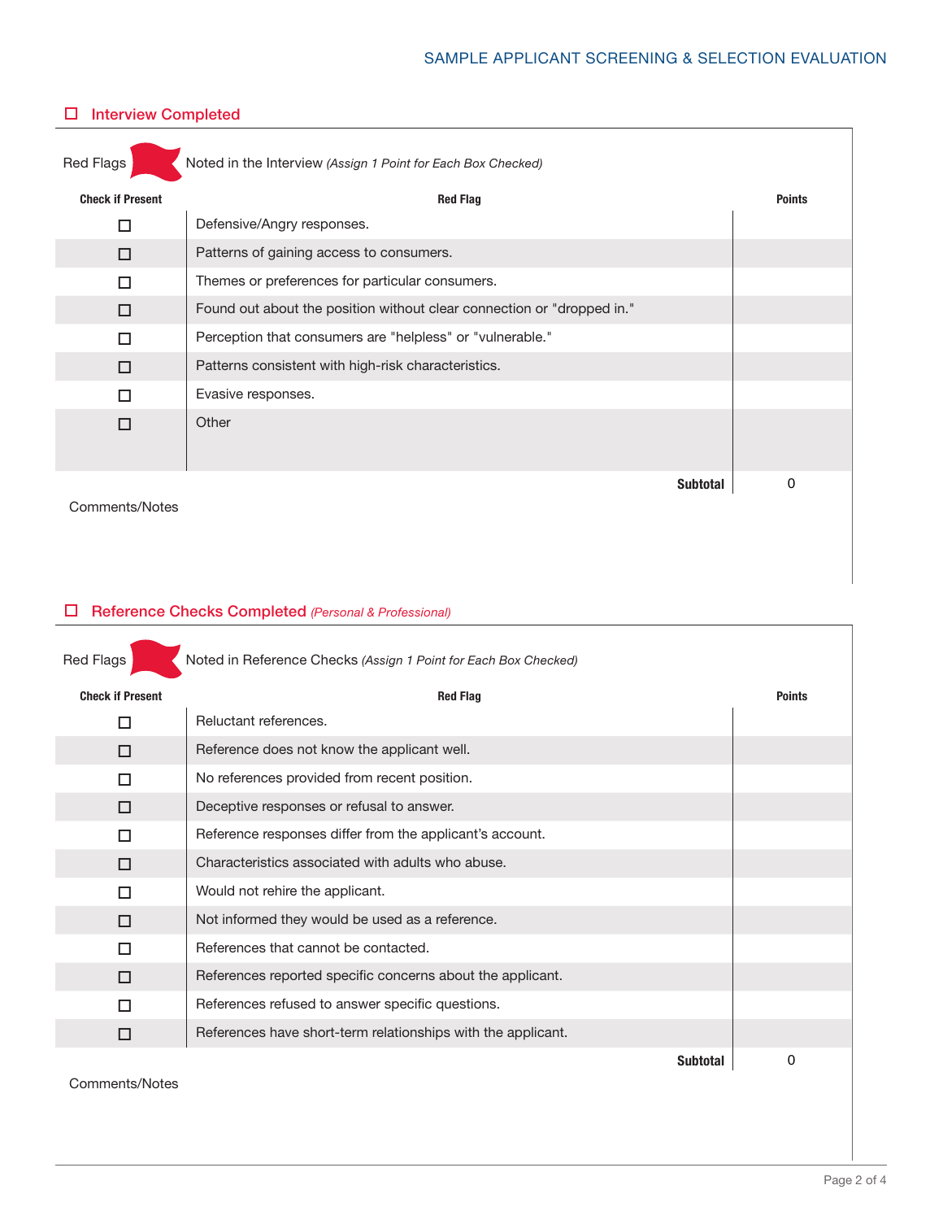## ☐ Interview Completed

Red Flags Noted in the Interview *(Assign 1 Point for Each Box Checked)*

| Check if Present | Red Flag | Points |
|---|---|---|
| ☐ | Defensive/Angry responses. | |
| ☐ | Patterns of gaining access to consumers. | |
| ☐ | Themes or preferences for particular consumers. | |
| ☐ | Found out about the position without clear connection or "dropped in." | |
| ☐ | Perception that consumers are "helpless" or "vulnerable." | |
| ☐ | Patterns consistent with high-risk characteristics. | |
| ☐ | Evasive responses. | |
| ☐ | Other | |
| | **Subtotal** | 0 |

Comments/Notes

## ☐ Reference Checks Completed *(Personal & Professional)*

Red Flags Noted in Reference Checks *(Assign 1 Point for Each Box Checked)*

| Check if Present | Red Flag | Points |
|---|---|---|
| ☐ | Reluctant references. | |
| ☐ | Reference does not know the applicant well. | |
| ☐ | No references provided from recent position. | |
| ☐ | Deceptive responses or refusal to answer. | |
| ☐ | Reference responses differ from the applicant's account. | |
| ☐ | Characteristics associated with adults who abuse. | |
| ☐ | Would not rehire the applicant. | |
| ☐ | Not informed they would be used as a reference. | |
| ☐ | References that cannot be contacted. | |
| ☐ | References reported specific concerns about the applicant. | |
| ☐ | References refused to answer specific questions. | |
| ☐ | References have short-term relationships with the applicant. | |
| | **Subtotal** | 0 |

Comments/Notes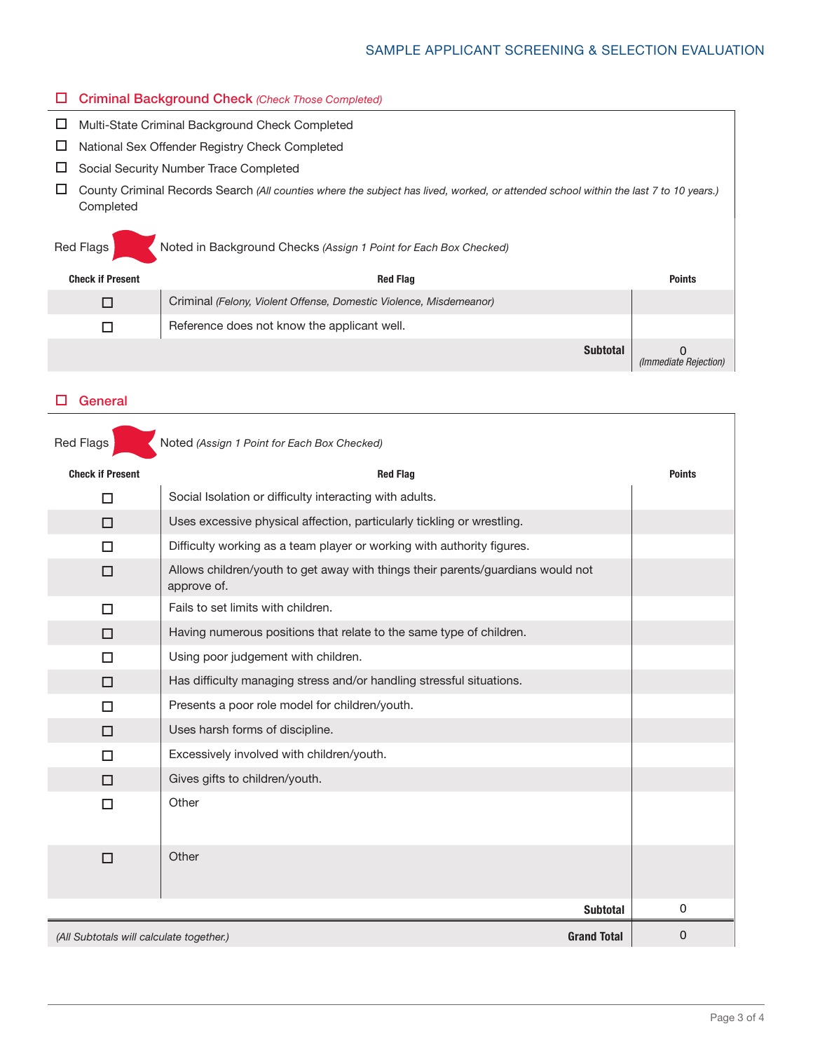## ☐ Criminal Background Check *(Check Those Completed)*

- ☐ Multi-State Criminal Background Check Completed
- ☐ National Sex Offender Registry Check Completed
- ☐ Social Security Number Trace Completed
- ☐ County Criminal Records Search *(All counties where the subject has lived, worked, or attended school within the last 7 to 10 years.)* Completed

Red Flags Noted in Background Checks *(Assign 1 Point for Each Box Checked)*

| Check if Present | Red Flag | Points |
|---|---|---|
| ☐ | Criminal *(Felony, Violent Offense, Domestic Violence, Misdemeanor)* | |
| ☐ | Reference does not know the applicant well. | |
| | **Subtotal** | 0 *(Immediate Rejection)* |

## ☐ General

Red Flags Noted *(Assign 1 Point for Each Box Checked)*

| Check if Present | Red Flag | Points |
|---|---|---|
| ☐ | Social Isolation or difficulty interacting with adults. | |
| ☐ | Uses excessive physical affection, particularly tickling or wrestling. | |
| ☐ | Difficulty working as a team player or working with authority figures. | |
| ☐ | Allows children/youth to get away with things their parents/guardians would not approve of. | |
| ☐ | Fails to set limits with children. | |
| ☐ | Having numerous positions that relate to the same type of children. | |
| ☐ | Using poor judgement with children. | |
| ☐ | Has difficulty managing stress and/or handling stressful situations. | |
| ☐ | Presents a poor role model for children/youth. | |
| ☐ | Uses harsh forms of discipline. | |
| ☐ | Excessively involved with children/youth. | |
| ☐ | Gives gifts to children/youth. | |
| ☐ | Other | |
| ☐ | Other | |
| | **Subtotal** | 0 |
| *(All Subtotals will calculate together.)* | **Grand Total** | 0 |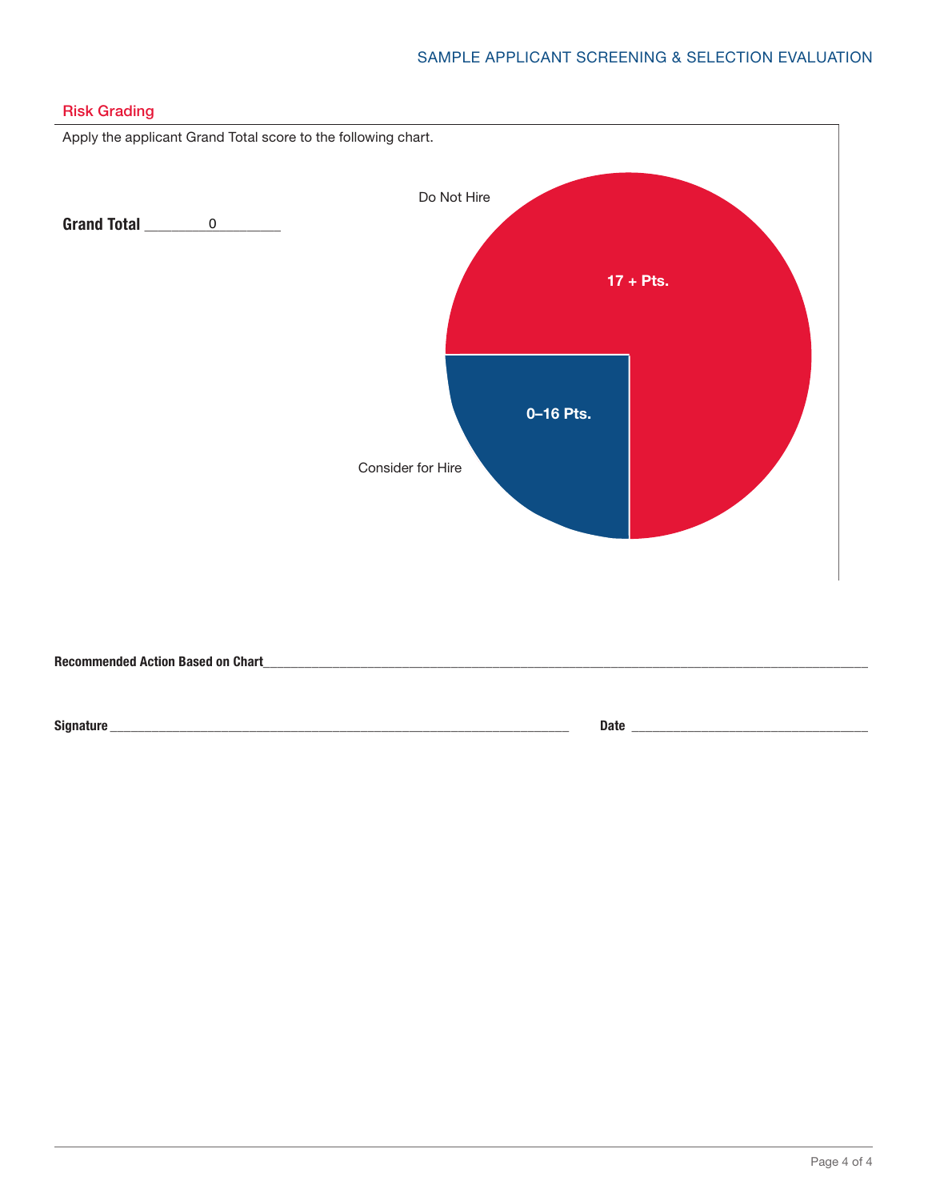## Risk Grading

Apply the applicant Grand Total score to the following chart.

**Grand Total** ________0________

Do Not Hire

17 + Pts.

0–16 Pts.

Consider for Hire

**Recommended Action Based on Chart**______________________________________________________________________

**Signature** ____________________________________________________ **Date** ______________________________